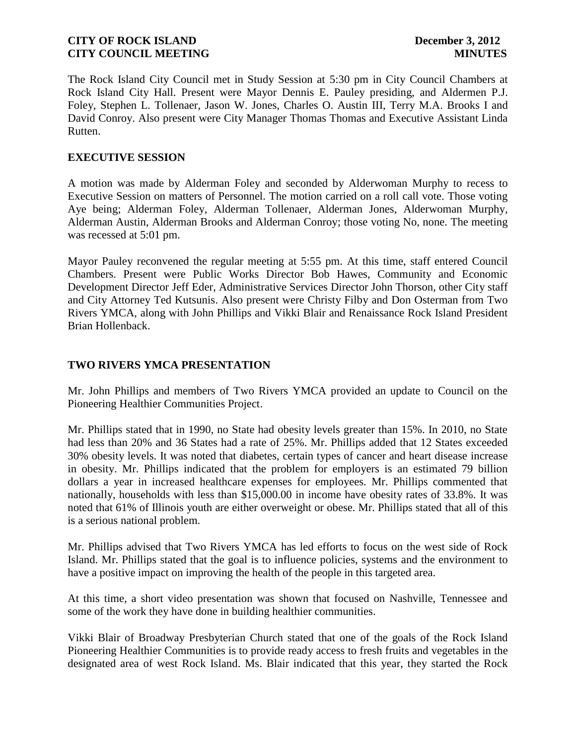**CITY OF ROCK ISLAND** **December 3, 2012**
**CITY COUNCIL MEETING** **MINUTES**

The Rock Island City Council met in Study Session at 5:30 pm in City Council Chambers at Rock Island City Hall. Present were Mayor Dennis E. Pauley presiding, and Aldermen P.J. Foley, Stephen L. Tollenaer, Jason W. Jones, Charles O. Austin III, Terry M.A. Brooks I and David Conroy. Also present were City Manager Thomas Thomas and Executive Assistant Linda Rutten.

## EXECUTIVE SESSION

A motion was made by Alderman Foley and seconded by Alderwoman Murphy to recess to Executive Session on matters of Personnel. The motion carried on a roll call vote. Those voting Aye being; Alderman Foley, Alderman Tollenaer, Alderman Jones, Alderwoman Murphy, Alderman Austin, Alderman Brooks and Alderman Conroy; those voting No, none. The meeting was recessed at 5:01 pm.

Mayor Pauley reconvened the regular meeting at 5:55 pm. At this time, staff entered Council Chambers. Present were Public Works Director Bob Hawes, Community and Economic Development Director Jeff Eder, Administrative Services Director John Thorson, other City staff and City Attorney Ted Kutsunis. Also present were Christy Filby and Don Osterman from Two Rivers YMCA, along with John Phillips and Vikki Blair and Renaissance Rock Island President Brian Hollenback.

## TWO RIVERS YMCA PRESENTATION

Mr. John Phillips and members of Two Rivers YMCA provided an update to Council on the Pioneering Healthier Communities Project.

Mr. Phillips stated that in 1990, no State had obesity levels greater than 15%. In 2010, no State had less than 20% and 36 States had a rate of 25%. Mr. Phillips added that 12 States exceeded 30% obesity levels. It was noted that diabetes, certain types of cancer and heart disease increase in obesity. Mr. Phillips indicated that the problem for employers is an estimated 79 billion dollars a year in increased healthcare expenses for employees. Mr. Phillips commented that nationally, households with less than $15,000.00 in income have obesity rates of 33.8%. It was noted that 61% of Illinois youth are either overweight or obese. Mr. Phillips stated that all of this is a serious national problem.

Mr. Phillips advised that Two Rivers YMCA has led efforts to focus on the west side of Rock Island. Mr. Phillips stated that the goal is to influence policies, systems and the environment to have a positive impact on improving the health of the people in this targeted area.

At this time, a short video presentation was shown that focused on Nashville, Tennessee and some of the work they have done in building healthier communities.

Vikki Blair of Broadway Presbyterian Church stated that one of the goals of the Rock Island Pioneering Healthier Communities is to provide ready access to fresh fruits and vegetables in the designated area of west Rock Island. Ms. Blair indicated that this year, they started the Rock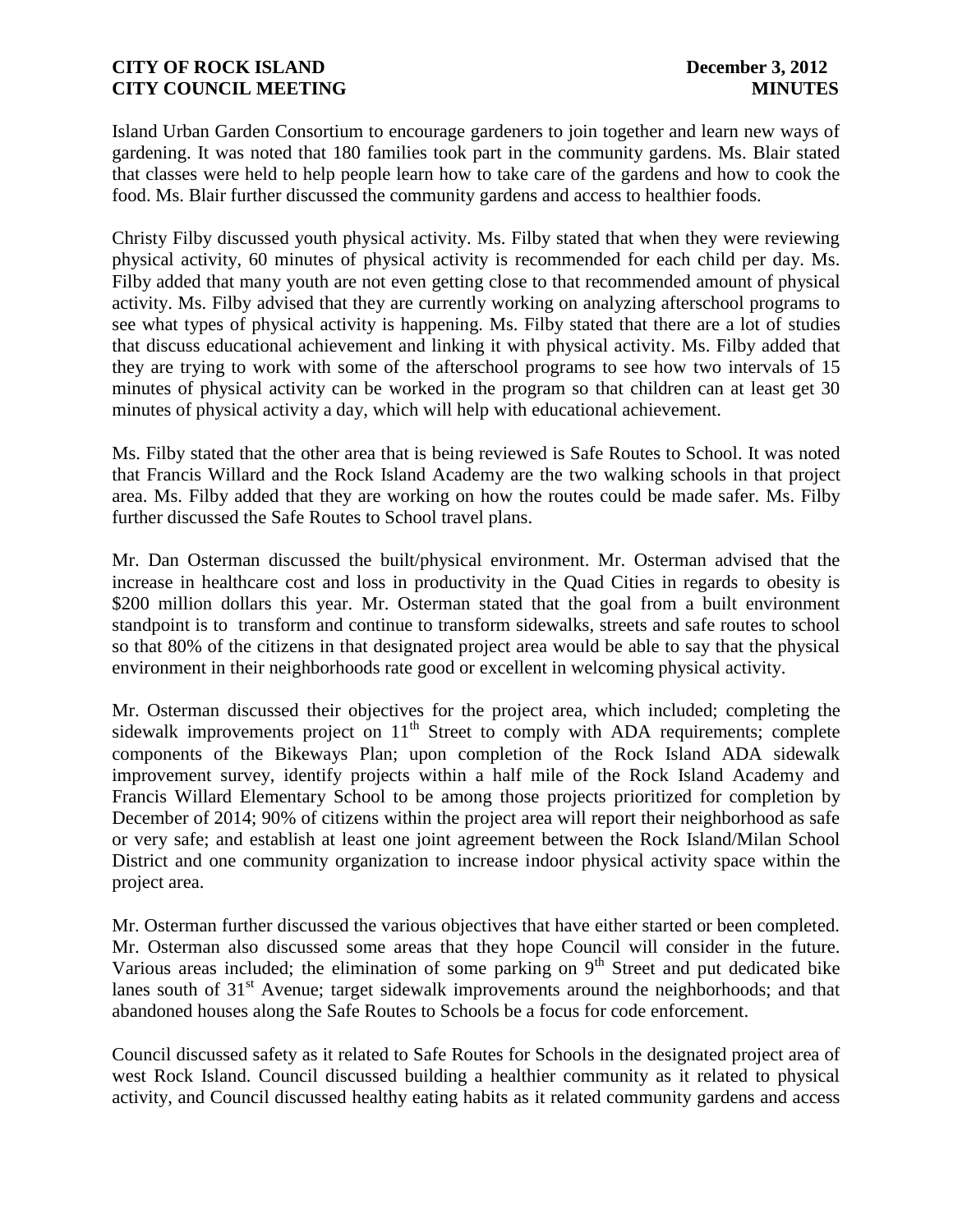Island Urban Garden Consortium to encourage gardeners to join together and learn new ways of gardening. It was noted that 180 families took part in the community gardens. Ms. Blair stated that classes were held to help people learn how to take care of the gardens and how to cook the food. Ms. Blair further discussed the community gardens and access to healthier foods.

Christy Filby discussed youth physical activity. Ms. Filby stated that when they were reviewing physical activity, 60 minutes of physical activity is recommended for each child per day. Ms. Filby added that many youth are not even getting close to that recommended amount of physical activity. Ms. Filby advised that they are currently working on analyzing afterschool programs to see what types of physical activity is happening. Ms. Filby stated that there are a lot of studies that discuss educational achievement and linking it with physical activity. Ms. Filby added that they are trying to work with some of the afterschool programs to see how two intervals of 15 minutes of physical activity can be worked in the program so that children can at least get 30 minutes of physical activity a day, which will help with educational achievement.

Ms. Filby stated that the other area that is being reviewed is Safe Routes to School. It was noted that Francis Willard and the Rock Island Academy are the two walking schools in that project area. Ms. Filby added that they are working on how the routes could be made safer. Ms. Filby further discussed the Safe Routes to School travel plans.

Mr. Dan Osterman discussed the built/physical environment. Mr. Osterman advised that the increase in healthcare cost and loss in productivity in the Quad Cities in regards to obesity is \$200 million dollars this year. Mr. Osterman stated that the goal from a built environment standpoint is to transform and continue to transform sidewalks, streets and safe routes to school so that 80% of the citizens in that designated project area would be able to say that the physical environment in their neighborhoods rate good or excellent in welcoming physical activity.

Mr. Osterman discussed their objectives for the project area, which included; completing the sidewalk improvements project on 11th Street to comply with ADA requirements; complete components of the Bikeways Plan; upon completion of the Rock Island ADA sidewalk improvement survey, identify projects within a half mile of the Rock Island Academy and Francis Willard Elementary School to be among those projects prioritized for completion by December of 2014; 90% of citizens within the project area will report their neighborhood as safe or very safe; and establish at least one joint agreement between the Rock Island/Milan School District and one community organization to increase indoor physical activity space within the project area.

Mr. Osterman further discussed the various objectives that have either started or been completed. Mr. Osterman also discussed some areas that they hope Council will consider in the future. Various areas included; the elimination of some parking on 9th Street and put dedicated bike lanes south of 31st Avenue; target sidewalk improvements around the neighborhoods; and that abandoned houses along the Safe Routes to Schools be a focus for code enforcement.

Council discussed safety as it related to Safe Routes for Schools in the designated project area of west Rock Island. Council discussed building a healthier community as it related to physical activity, and Council discussed healthy eating habits as it related community gardens and access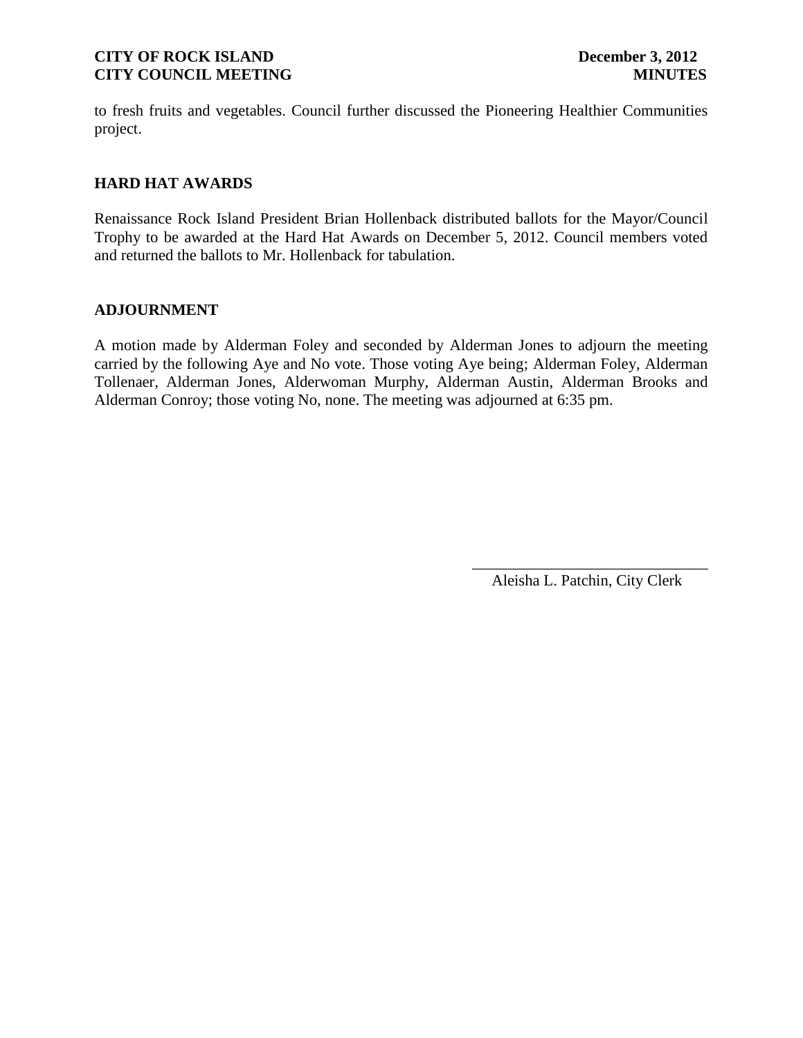to fresh fruits and vegetables. Council further discussed the Pioneering Healthier Communities project.

## HARD HAT AWARDS

Renaissance Rock Island President Brian Hollenback distributed ballots for the Mayor/Council Trophy to be awarded at the Hard Hat Awards on December 5, 2012. Council members voted and returned the ballots to Mr. Hollenback for tabulation.

## ADJOURNMENT

A motion made by Alderman Foley and seconded by Alderman Jones to adjourn the meeting carried by the following Aye and No vote. Those voting Aye being; Alderman Foley, Alderman Tollenaer, Alderman Jones, Alderwoman Murphy, Alderman Austin, Alderman Brooks and Alderman Conroy; those voting No, none. The meeting was adjourned at 6:35 pm.

\_\_\_\_\_\_\_\_\_\_\_\_\_\_\_\_\_\_\_\_\_\_\_\_\_\_\_\_\_\_

Aleisha L. Patchin, City Clerk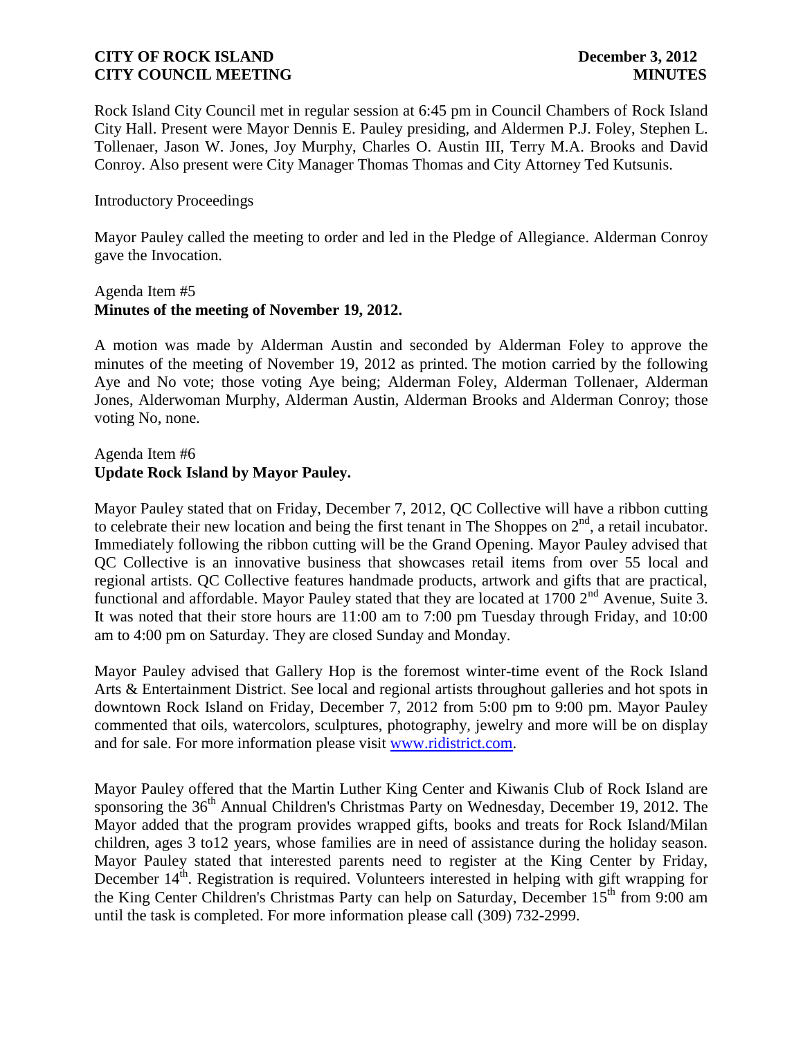Rock Island City Council met in regular session at 6:45 pm in Council Chambers of Rock Island City Hall. Present were Mayor Dennis E. Pauley presiding, and Aldermen P.J. Foley, Stephen L. Tollenaer, Jason W. Jones, Joy Murphy, Charles O. Austin III, Terry M.A. Brooks and David Conroy. Also present were City Manager Thomas Thomas and City Attorney Ted Kutsunis.

Introductory Proceedings

Mayor Pauley called the meeting to order and led in the Pledge of Allegiance. Alderman Conroy gave the Invocation.

Agenda Item #5
**Minutes of the meeting of November 19, 2012.**

A motion was made by Alderman Austin and seconded by Alderman Foley to approve the minutes of the meeting of November 19, 2012 as printed. The motion carried by the following Aye and No vote; those voting Aye being; Alderman Foley, Alderman Tollenaer, Alderman Jones, Alderwoman Murphy, Alderman Austin, Alderman Brooks and Alderman Conroy; those voting No, none.

Agenda Item #6
**Update Rock Island by Mayor Pauley.**

Mayor Pauley stated that on Friday, December 7, 2012, QC Collective will have a ribbon cutting to celebrate their new location and being the first tenant in The Shoppes on 2nd, a retail incubator. Immediately following the ribbon cutting will be the Grand Opening. Mayor Pauley advised that QC Collective is an innovative business that showcases retail items from over 55 local and regional artists. QC Collective features handmade products, artwork and gifts that are practical, functional and affordable. Mayor Pauley stated that they are located at 1700 2nd Avenue, Suite 3. It was noted that their store hours are 11:00 am to 7:00 pm Tuesday through Friday, and 10:00 am to 4:00 pm on Saturday. They are closed Sunday and Monday.

Mayor Pauley advised that Gallery Hop is the foremost winter-time event of the Rock Island Arts & Entertainment District. See local and regional artists throughout galleries and hot spots in downtown Rock Island on Friday, December 7, 2012 from 5:00 pm to 9:00 pm. Mayor Pauley commented that oils, watercolors, sculptures, photography, jewelry and more will be on display and for sale. For more information please visit www.ridistrict.com.

Mayor Pauley offered that the Martin Luther King Center and Kiwanis Club of Rock Island are sponsoring the 36th Annual Children's Christmas Party on Wednesday, December 19, 2012. The Mayor added that the program provides wrapped gifts, books and treats for Rock Island/Milan children, ages 3 to12 years, whose families are in need of assistance during the holiday season. Mayor Pauley stated that interested parents need to register at the King Center by Friday, December 14th. Registration is required. Volunteers interested in helping with gift wrapping for the King Center Children's Christmas Party can help on Saturday, December 15th from 9:00 am until the task is completed. For more information please call (309) 732-2999.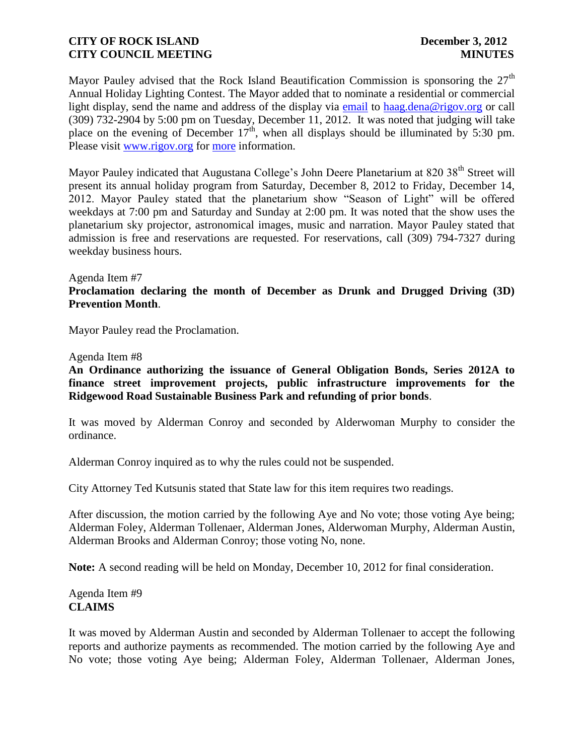Mayor Pauley advised that the Rock Island Beautification Commission is sponsoring the 27th Annual Holiday Lighting Contest. The Mayor added that to nominate a residential or commercial light display, send the name and address of the display via email to haag.dena@rigov.org or call (309) 732-2904 by 5:00 pm on Tuesday, December 11, 2012. It was noted that judging will take place on the evening of December 17th, when all displays should be illuminated by 5:30 pm. Please visit www.rigov.org for more information.

Mayor Pauley indicated that Augustana College's John Deere Planetarium at 820 38th Street will present its annual holiday program from Saturday, December 8, 2012 to Friday, December 14, 2012. Mayor Pauley stated that the planetarium show "Season of Light" will be offered weekdays at 7:00 pm and Saturday and Sunday at 2:00 pm. It was noted that the show uses the planetarium sky projector, astronomical images, music and narration. Mayor Pauley stated that admission is free and reservations are requested. For reservations, call (309) 794-7327 during weekday business hours.

Agenda Item #7
**Proclamation declaring the month of December as Drunk and Drugged Driving (3D) Prevention Month**.

Mayor Pauley read the Proclamation.

Agenda Item #8
**An Ordinance authorizing the issuance of General Obligation Bonds, Series 2012A to finance street improvement projects, public infrastructure improvements for the Ridgewood Road Sustainable Business Park and refunding of prior bonds**.

It was moved by Alderman Conroy and seconded by Alderwoman Murphy to consider the ordinance.

Alderman Conroy inquired as to why the rules could not be suspended.

City Attorney Ted Kutsunis stated that State law for this item requires two readings.

After discussion, the motion carried by the following Aye and No vote; those voting Aye being; Alderman Foley, Alderman Tollenaer, Alderman Jones, Alderwoman Murphy, Alderman Austin, Alderman Brooks and Alderman Conroy; those voting No, none.

**Note:** A second reading will be held on Monday, December 10, 2012 for final consideration.

Agenda Item #9
**CLAIMS**

It was moved by Alderman Austin and seconded by Alderman Tollenaer to accept the following reports and authorize payments as recommended. The motion carried by the following Aye and No vote; those voting Aye being; Alderman Foley, Alderman Tollenaer, Alderman Jones,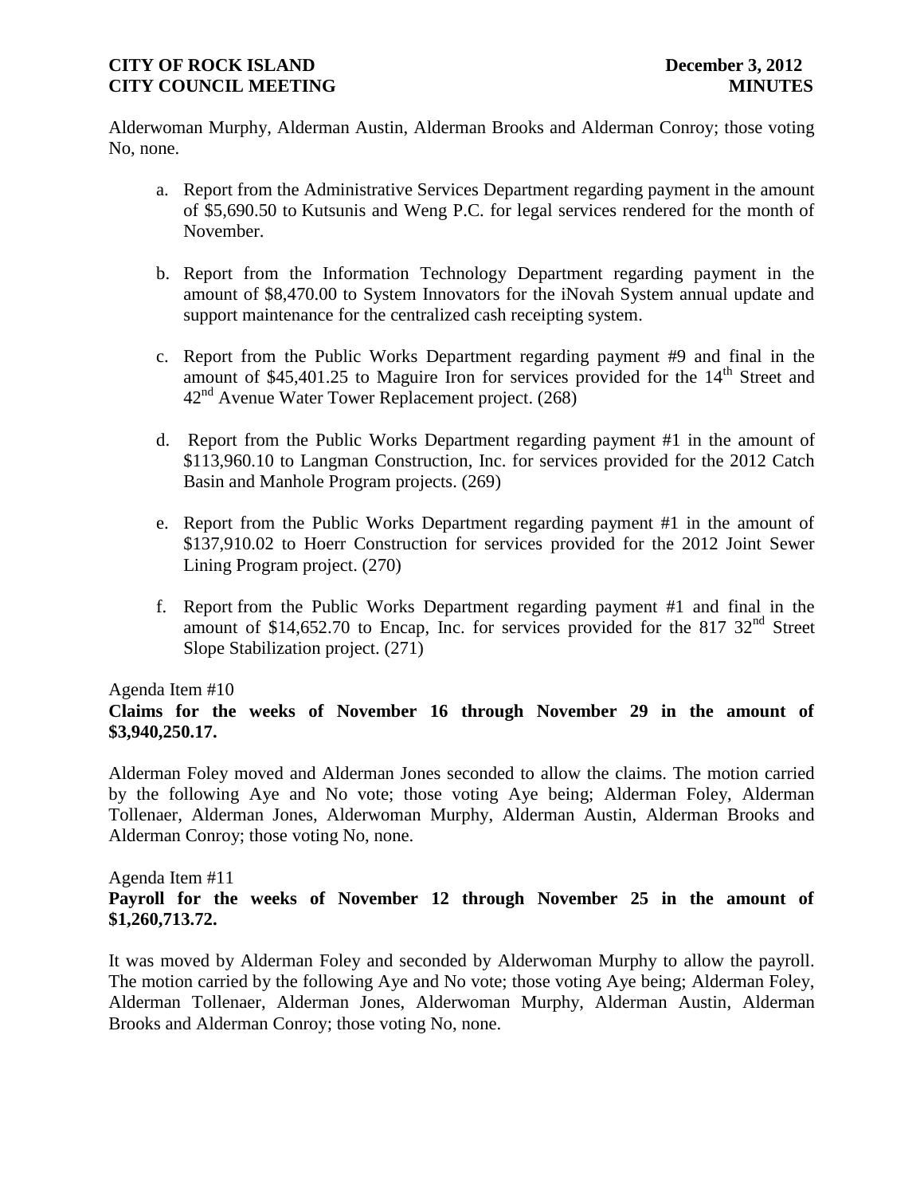Alderwoman Murphy, Alderman Austin, Alderman Brooks and Alderman Conroy; those voting No, none.

a. Report from the Administrative Services Department regarding payment in the amount of $5,690.50 to Kutsunis and Weng P.C. for legal services rendered for the month of November.

b. Report from the Information Technology Department regarding payment in the amount of $8,470.00 to System Innovators for the iNovah System annual update and support maintenance for the centralized cash receipting system.

c. Report from the Public Works Department regarding payment #9 and final in the amount of $45,401.25 to Maguire Iron for services provided for the 14th Street and 42nd Avenue Water Tower Replacement project. (268)

d. Report from the Public Works Department regarding payment #1 in the amount of $113,960.10 to Langman Construction, Inc. for services provided for the 2012 Catch Basin and Manhole Program projects. (269)

e. Report from the Public Works Department regarding payment #1 in the amount of $137,910.02 to Hoerr Construction for services provided for the 2012 Joint Sewer Lining Program project. (270)

f. Report from the Public Works Department regarding payment #1 and final in the amount of $14,652.70 to Encap, Inc. for services provided for the 817 32nd Street Slope Stabilization project. (271)

Agenda Item #10

**Claims for the weeks of November 16 through November 29 in the amount of $3,940,250.17.**

Alderman Foley moved and Alderman Jones seconded to allow the claims. The motion carried by the following Aye and No vote; those voting Aye being; Alderman Foley, Alderman Tollenaer, Alderman Jones, Alderwoman Murphy, Alderman Austin, Alderman Brooks and Alderman Conroy; those voting No, none.

Agenda Item #11

**Payroll for the weeks of November 12 through November 25 in the amount of $1,260,713.72.**

It was moved by Alderman Foley and seconded by Alderwoman Murphy to allow the payroll. The motion carried by the following Aye and No vote; those voting Aye being; Alderman Foley, Alderman Tollenaer, Alderman Jones, Alderwoman Murphy, Alderman Austin, Alderman Brooks and Alderman Conroy; those voting No, none.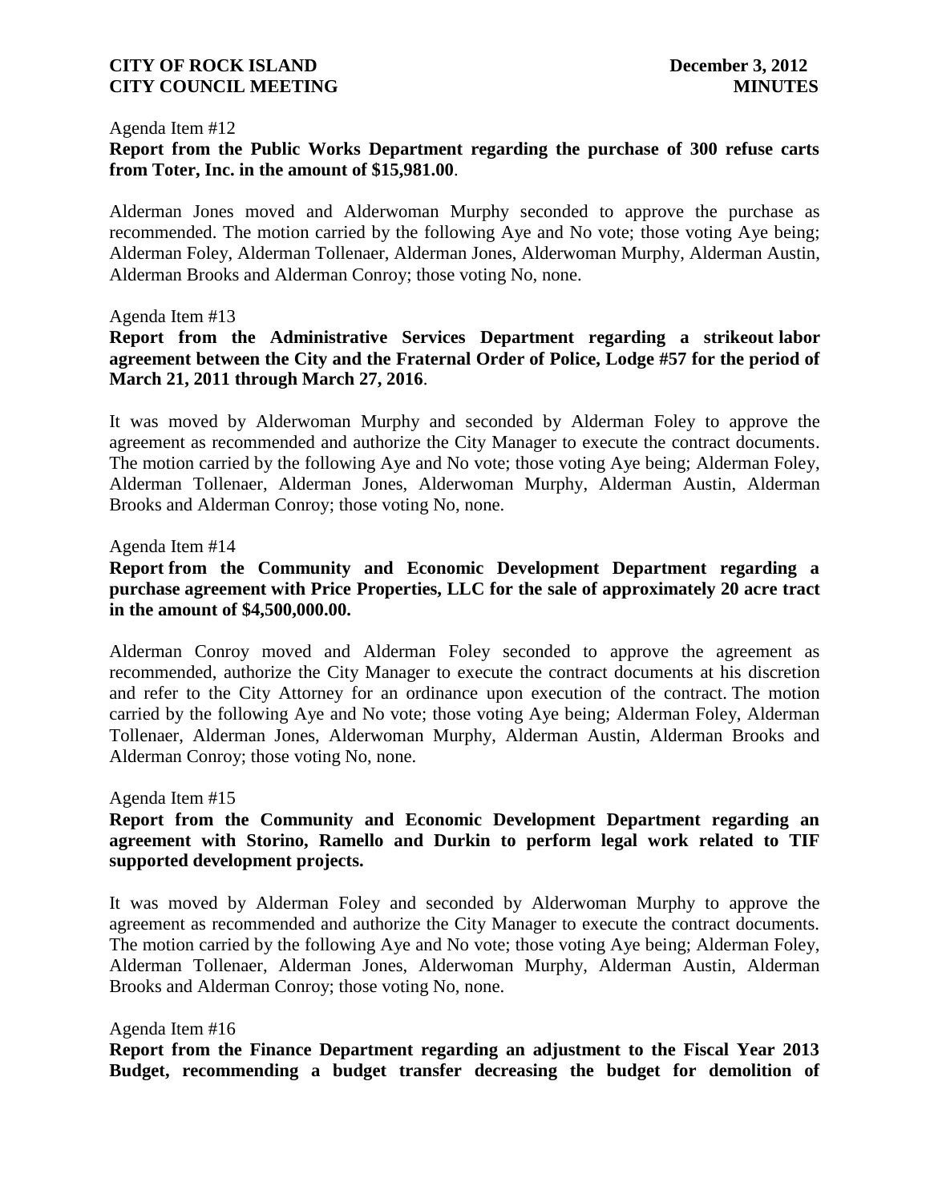Agenda Item #12

**Report from the Public Works Department regarding the purchase of 300 refuse carts from Toter, Inc. in the amount of $15,981.00**.

Alderman Jones moved and Alderwoman Murphy seconded to approve the purchase as recommended. The motion carried by the following Aye and No vote; those voting Aye being; Alderman Foley, Alderman Tollenaer, Alderman Jones, Alderwoman Murphy, Alderman Austin, Alderman Brooks and Alderman Conroy; those voting No, none.

Agenda Item #13

**Report from the Administrative Services Department regarding a strikeout labor agreement between the City and the Fraternal Order of Police, Lodge #57 for the period of March 21, 2011 through March 27, 2016**.

It was moved by Alderwoman Murphy and seconded by Alderman Foley to approve the agreement as recommended and authorize the City Manager to execute the contract documents. The motion carried by the following Aye and No vote; those voting Aye being; Alderman Foley, Alderman Tollenaer, Alderman Jones, Alderwoman Murphy, Alderman Austin, Alderman Brooks and Alderman Conroy; those voting No, none.

Agenda Item #14

**Report from the Community and Economic Development Department regarding a purchase agreement with Price Properties, LLC for the sale of approximately 20 acre tract in the amount of $4,500,000.00.**

Alderman Conroy moved and Alderman Foley seconded to approve the agreement as recommended, authorize the City Manager to execute the contract documents at his discretion and refer to the City Attorney for an ordinance upon execution of the contract. The motion carried by the following Aye and No vote; those voting Aye being; Alderman Foley, Alderman Tollenaer, Alderman Jones, Alderwoman Murphy, Alderman Austin, Alderman Brooks and Alderman Conroy; those voting No, none.

Agenda Item #15

**Report from the Community and Economic Development Department regarding an agreement with Storino, Ramello and Durkin to perform legal work related to TIF supported development projects.**

It was moved by Alderman Foley and seconded by Alderwoman Murphy to approve the agreement as recommended and authorize the City Manager to execute the contract documents. The motion carried by the following Aye and No vote; those voting Aye being; Alderman Foley, Alderman Tollenaer, Alderman Jones, Alderwoman Murphy, Alderman Austin, Alderman Brooks and Alderman Conroy; those voting No, none.

Agenda Item #16

**Report from the Finance Department regarding an adjustment to the Fiscal Year 2013 Budget, recommending a budget transfer decreasing the budget for demolition of**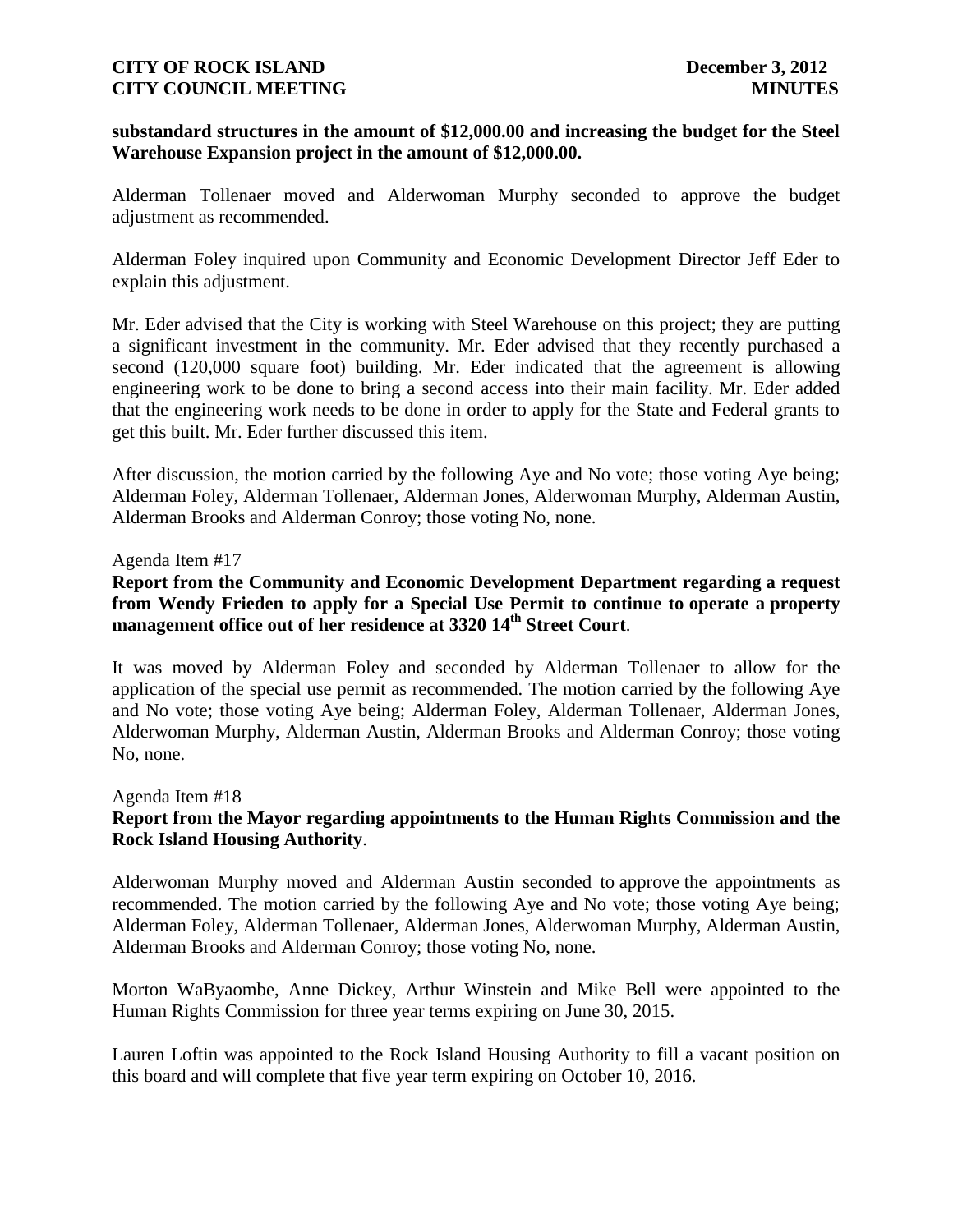**substandard structures in the amount of $12,000.00 and increasing the budget for the Steel Warehouse Expansion project in the amount of $12,000.00.**

Alderman Tollenaer moved and Alderwoman Murphy seconded to approve the budget adjustment as recommended.

Alderman Foley inquired upon Community and Economic Development Director Jeff Eder to explain this adjustment.

Mr. Eder advised that the City is working with Steel Warehouse on this project; they are putting a significant investment in the community. Mr. Eder advised that they recently purchased a second (120,000 square foot) building. Mr. Eder indicated that the agreement is allowing engineering work to be done to bring a second access into their main facility. Mr. Eder added that the engineering work needs to be done in order to apply for the State and Federal grants to get this built. Mr. Eder further discussed this item.

After discussion, the motion carried by the following Aye and No vote; those voting Aye being; Alderman Foley, Alderman Tollenaer, Alderman Jones, Alderwoman Murphy, Alderman Austin, Alderman Brooks and Alderman Conroy; those voting No, none.

Agenda Item #17

**Report from the Community and Economic Development Department regarding a request from Wendy Frieden to apply for a Special Use Permit to continue to operate a property management office out of her residence at 3320 14th Street Court**.

It was moved by Alderman Foley and seconded by Alderman Tollenaer to allow for the application of the special use permit as recommended. The motion carried by the following Aye and No vote; those voting Aye being; Alderman Foley, Alderman Tollenaer, Alderman Jones, Alderwoman Murphy, Alderman Austin, Alderman Brooks and Alderman Conroy; those voting No, none.

Agenda Item #18

**Report from the Mayor regarding appointments to the Human Rights Commission and the Rock Island Housing Authority**.

Alderwoman Murphy moved and Alderman Austin seconded to approve the appointments as recommended. The motion carried by the following Aye and No vote; those voting Aye being; Alderman Foley, Alderman Tollenaer, Alderman Jones, Alderwoman Murphy, Alderman Austin, Alderman Brooks and Alderman Conroy; those voting No, none.

Morton WaByaombe, Anne Dickey, Arthur Winstein and Mike Bell were appointed to the Human Rights Commission for three year terms expiring on June 30, 2015.

Lauren Loftin was appointed to the Rock Island Housing Authority to fill a vacant position on this board and will complete that five year term expiring on October 10, 2016.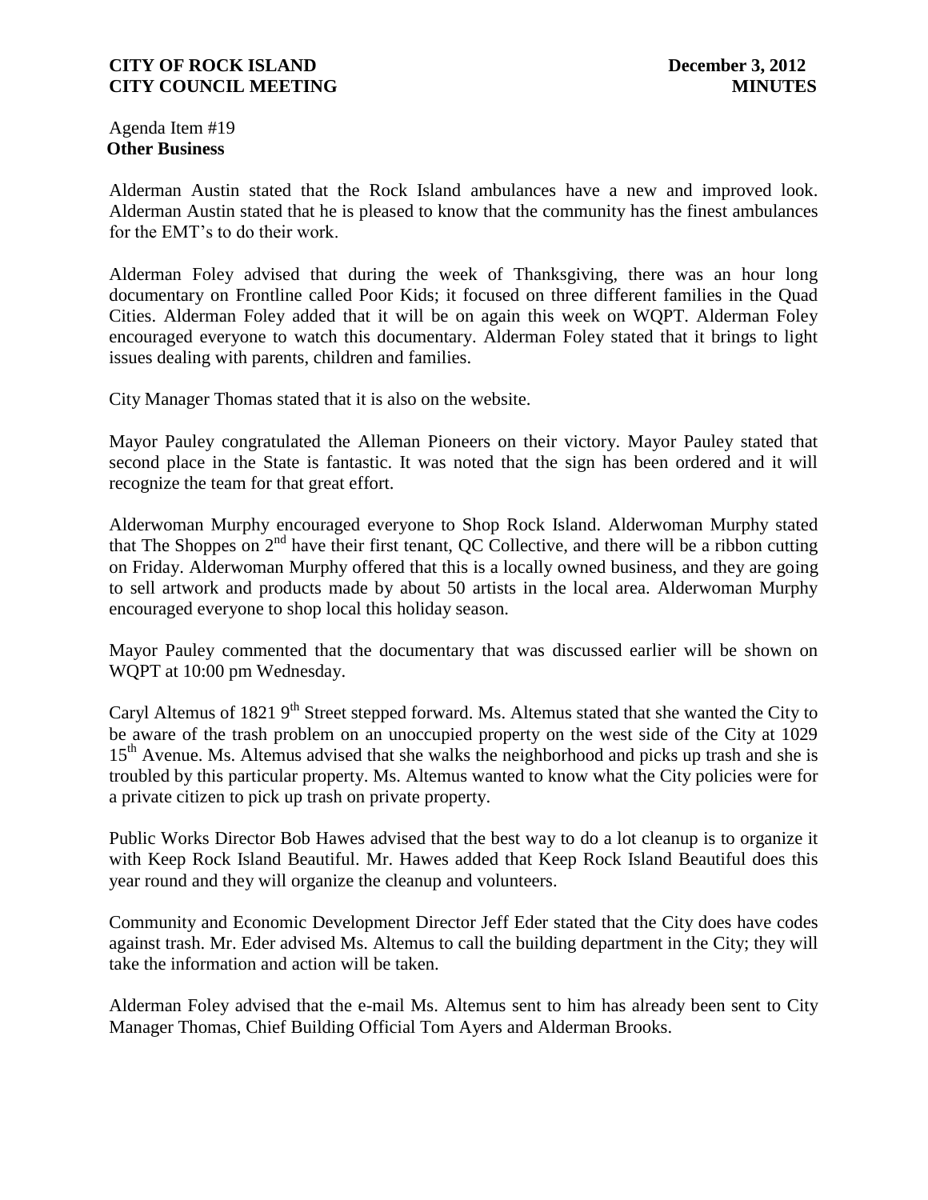Agenda Item #19
**Other Business**

Alderman Austin stated that the Rock Island ambulances have a new and improved look. Alderman Austin stated that he is pleased to know that the community has the finest ambulances for the EMT's to do their work.

Alderman Foley advised that during the week of Thanksgiving, there was an hour long documentary on Frontline called Poor Kids; it focused on three different families in the Quad Cities. Alderman Foley added that it will be on again this week on WQPT. Alderman Foley encouraged everyone to watch this documentary. Alderman Foley stated that it brings to light issues dealing with parents, children and families.

City Manager Thomas stated that it is also on the website.

Mayor Pauley congratulated the Alleman Pioneers on their victory. Mayor Pauley stated that second place in the State is fantastic. It was noted that the sign has been ordered and it will recognize the team for that great effort.

Alderwoman Murphy encouraged everyone to Shop Rock Island. Alderwoman Murphy stated that The Shoppes on 2nd have their first tenant, QC Collective, and there will be a ribbon cutting on Friday. Alderwoman Murphy offered that this is a locally owned business, and they are going to sell artwork and products made by about 50 artists in the local area. Alderwoman Murphy encouraged everyone to shop local this holiday season.

Mayor Pauley commented that the documentary that was discussed earlier will be shown on WQPT at 10:00 pm Wednesday.

Caryl Altemus of 1821 9th Street stepped forward. Ms. Altemus stated that she wanted the City to be aware of the trash problem on an unoccupied property on the west side of the City at 1029 15th Avenue. Ms. Altemus advised that she walks the neighborhood and picks up trash and she is troubled by this particular property. Ms. Altemus wanted to know what the City policies were for a private citizen to pick up trash on private property.

Public Works Director Bob Hawes advised that the best way to do a lot cleanup is to organize it with Keep Rock Island Beautiful. Mr. Hawes added that Keep Rock Island Beautiful does this year round and they will organize the cleanup and volunteers.

Community and Economic Development Director Jeff Eder stated that the City does have codes against trash. Mr. Eder advised Ms. Altemus to call the building department in the City; they will take the information and action will be taken.

Alderman Foley advised that the e-mail Ms. Altemus sent to him has already been sent to City Manager Thomas, Chief Building Official Tom Ayers and Alderman Brooks.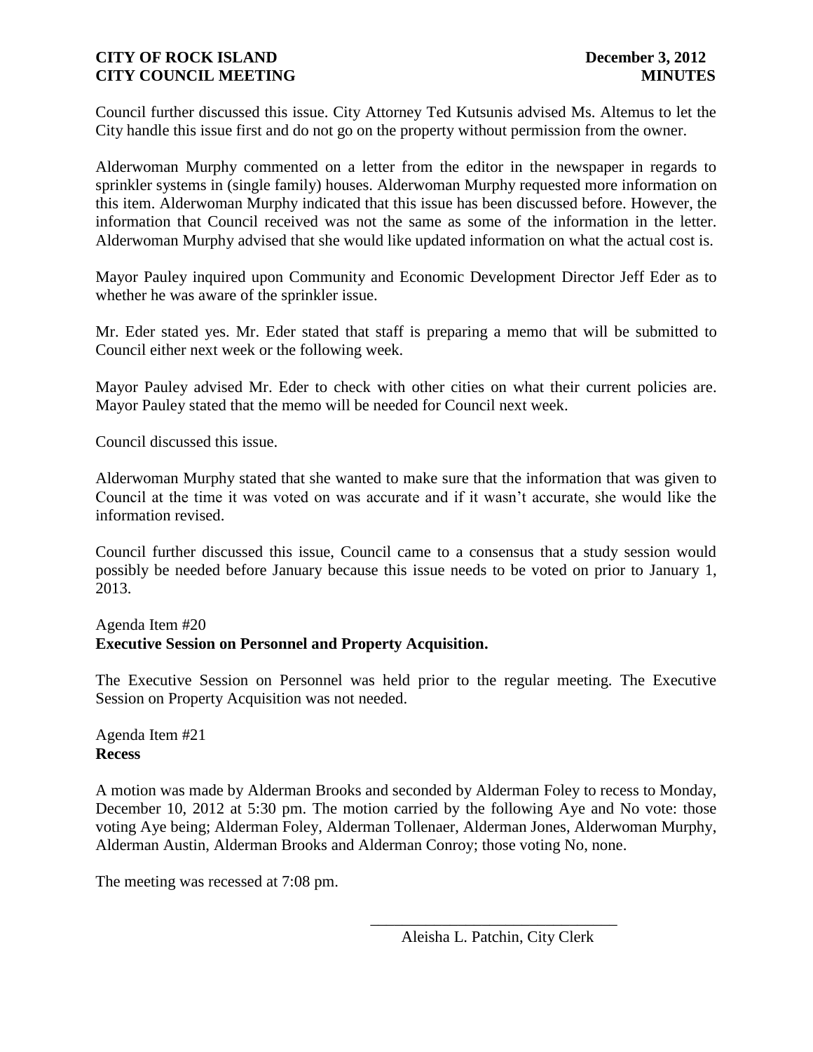Council further discussed this issue. City Attorney Ted Kutsunis advised Ms. Altemus to let the City handle this issue first and do not go on the property without permission from the owner.

Alderwoman Murphy commented on a letter from the editor in the newspaper in regards to sprinkler systems in (single family) houses. Alderwoman Murphy requested more information on this item. Alderwoman Murphy indicated that this issue has been discussed before. However, the information that Council received was not the same as some of the information in the letter. Alderwoman Murphy advised that she would like updated information on what the actual cost is.

Mayor Pauley inquired upon Community and Economic Development Director Jeff Eder as to whether he was aware of the sprinkler issue.

Mr. Eder stated yes. Mr. Eder stated that staff is preparing a memo that will be submitted to Council either next week or the following week.

Mayor Pauley advised Mr. Eder to check with other cities on what their current policies are. Mayor Pauley stated that the memo will be needed for Council next week.

Council discussed this issue.

Alderwoman Murphy stated that she wanted to make sure that the information that was given to Council at the time it was voted on was accurate and if it wasn't accurate, she would like the information revised.

Council further discussed this issue, Council came to a consensus that a study session would possibly be needed before January because this issue needs to be voted on prior to January 1, 2013.

Agenda Item #20
**Executive Session on Personnel and Property Acquisition.**

The Executive Session on Personnel was held prior to the regular meeting. The Executive Session on Property Acquisition was not needed.

Agenda Item #21
**Recess**

A motion was made by Alderman Brooks and seconded by Alderman Foley to recess to Monday, December 10, 2012 at 5:30 pm. The motion carried by the following Aye and No vote: those voting Aye being; Alderman Foley, Alderman Tollenaer, Alderman Jones, Alderwoman Murphy, Alderman Austin, Alderman Brooks and Alderman Conroy; those voting No, none.

The meeting was recessed at 7:08 pm.

_______________________________
Aleisha L. Patchin, City Clerk